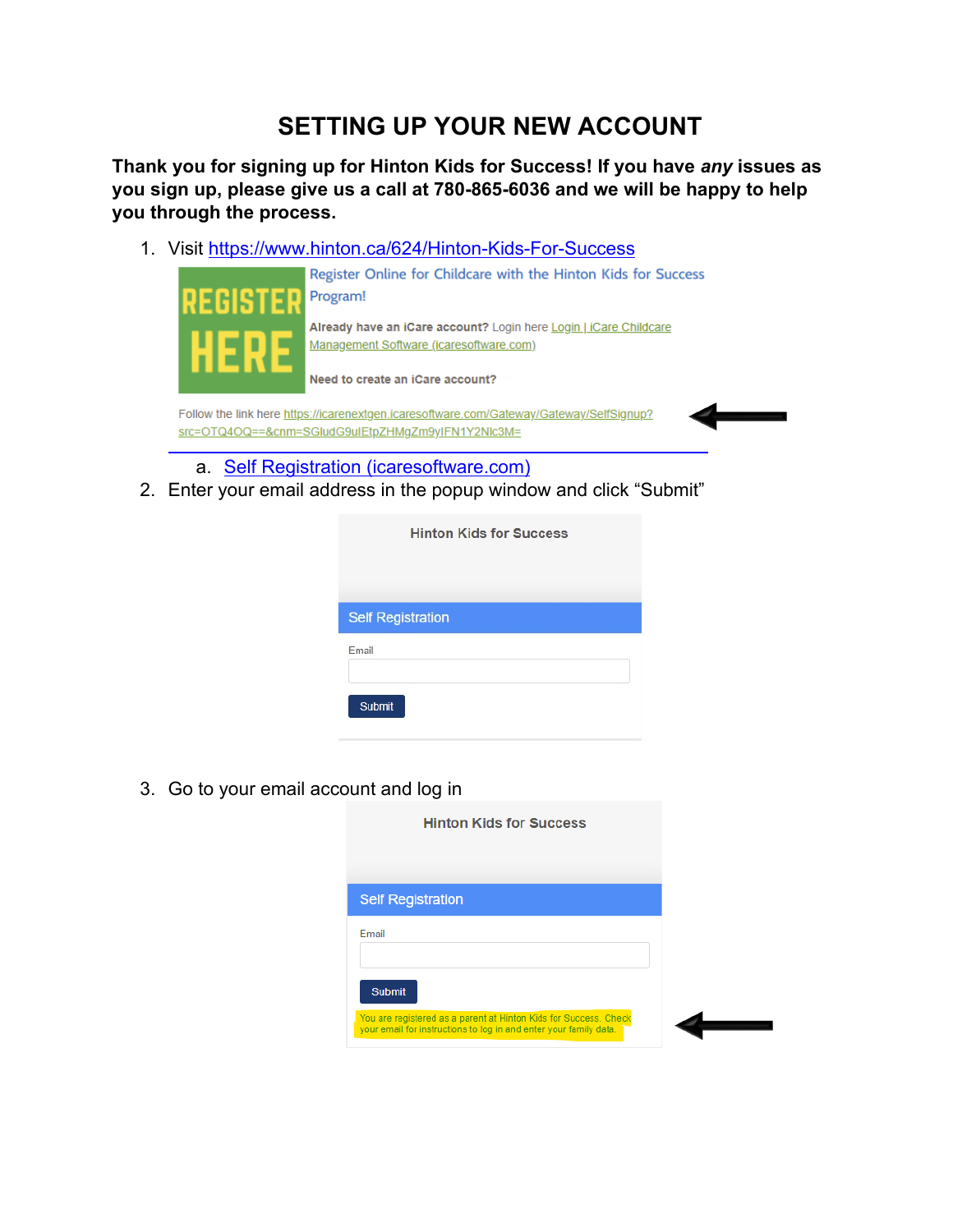# SETTING UP YOUR NEW ACCOUNT

**Thank you for signing up for Hinton Kids for Success! If you have *any* issues as you sign up, please give us a call at 780-865-6036 and we will be happy to help you through the process.**

1. Visit https://www.hinton.ca/624/Hinton-Kids-For-Success

   REGISTER HERE

   Register Online for Childcare with the Hinton Kids for Success Program!

   **Already have an iCare account?** Login here Login | iCare Childcare Management Software (icaresoftware.com)

   **Need to create an iCare account?**

   Follow the link here https://icarenextgen.icaresoftware.com/Gateway/Gateway/SelfSignup?src=OTQ4OQ==&cnm=SGludG9uIEtpZHMgZm9yIFN1Y2Nlc3M=

   a. Self Registration (icaresoftware.com)

2. Enter your email address in the popup window and click "Submit"

   Hinton Kids for Success

   Self Registration

   Email

   Submit

3. Go to your email account and log in

   Hinton Kids for Success

   Self Registration

   Email

   Submit

   You are registered as a parent at Hinton Kids for Success. Check your email for instructions to log in and enter your family data.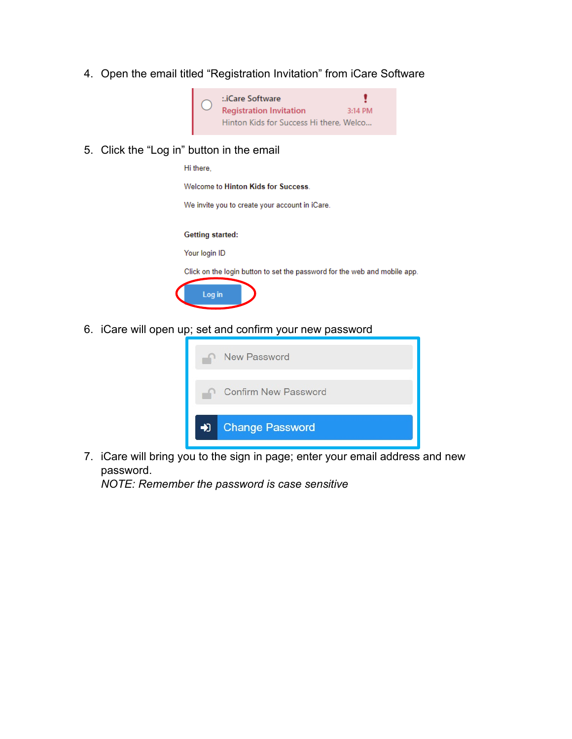4. Open the email titled "Registration Invitation" from iCare Software

   :.iCare Software
   Registration Invitation 3:14 PM
   Hinton Kids for Success Hi there, Welco...

5. Click the "Log in" button in the email

   Hi there,

   Welcome to **Hinton Kids for Success**.

   We invite you to create your account in iCare.

   **Getting started:**

   Your login ID

   Click on the login button to set the password for the web and mobile app.

   Log in

6. iCare will open up; set and confirm your new password

   New Password

   Confirm New Password

   Change Password

7. iCare will bring you to the sign in page; enter your email address and new password.
   *NOTE: Remember the password is case sensitive*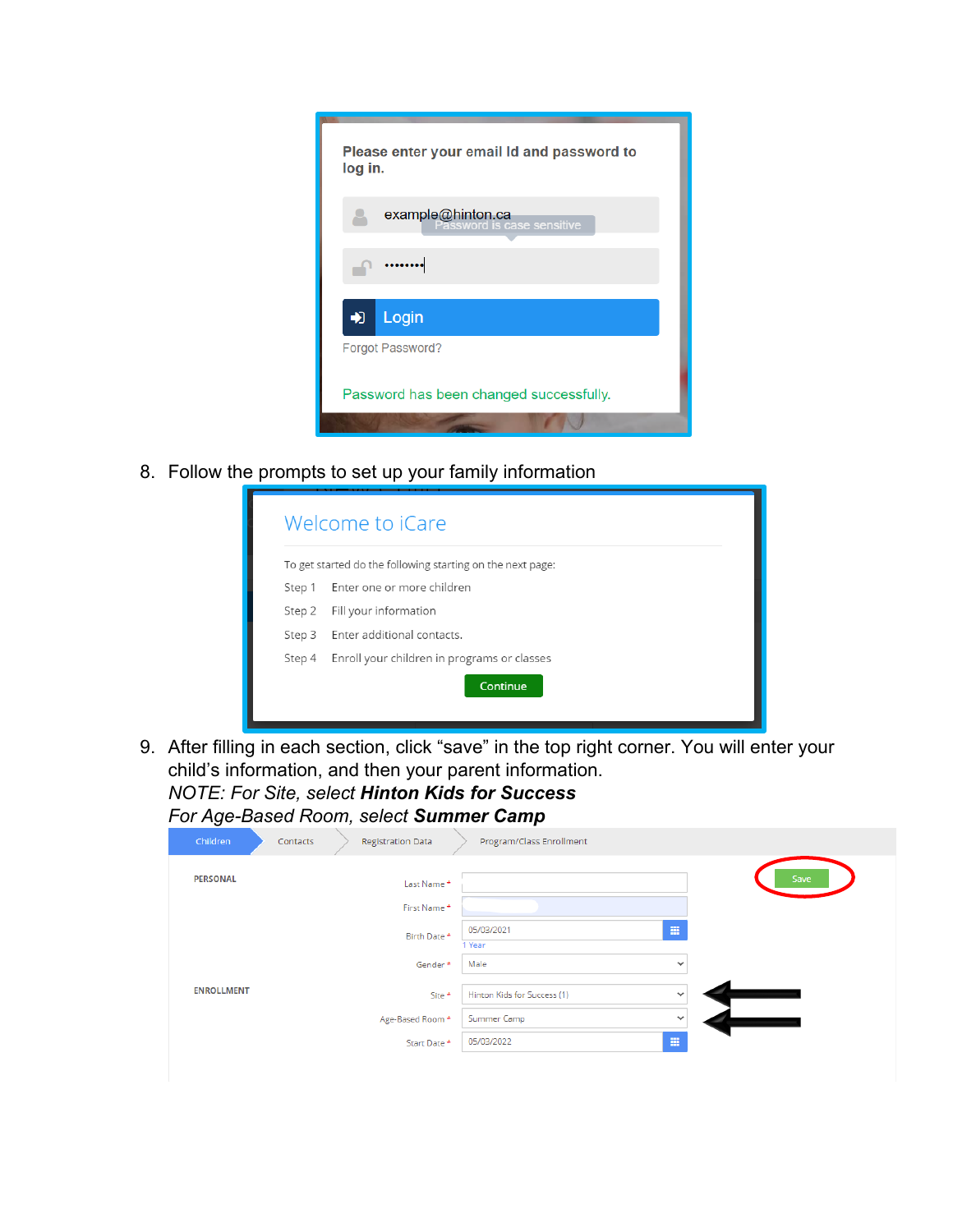Please enter your email Id and password to log in.

example@hinton.ca

Password is case sensitive

Login

Forgot Password?

Password has been changed successfully.

8. Follow the prompts to set up your family information

Welcome to iCare

To get started do the following starting on the next page:

Step 1 Enter one or more children

Step 2 Fill your information

Step 3 Enter additional contacts.

Step 4 Enroll your children in programs or classes

Continue

9. After filling in each section, click "save" in the top right corner. You will enter your child's information, and then your parent information.
   *NOTE: For Site, select **Hinton Kids for Success***
   *For Age-Based Room, select **Summer Camp***

Children | Contacts | Registration Data | Program/Class Enrollment

Save

PERSONAL

Last Name *

First Name *

Birth Date * 05/03/2021

1 Year

Gender * Male

ENROLLMENT

Site * Hinton Kids for Success (1)

Age-Based Room * Summer Camp

Start Date * 05/03/2022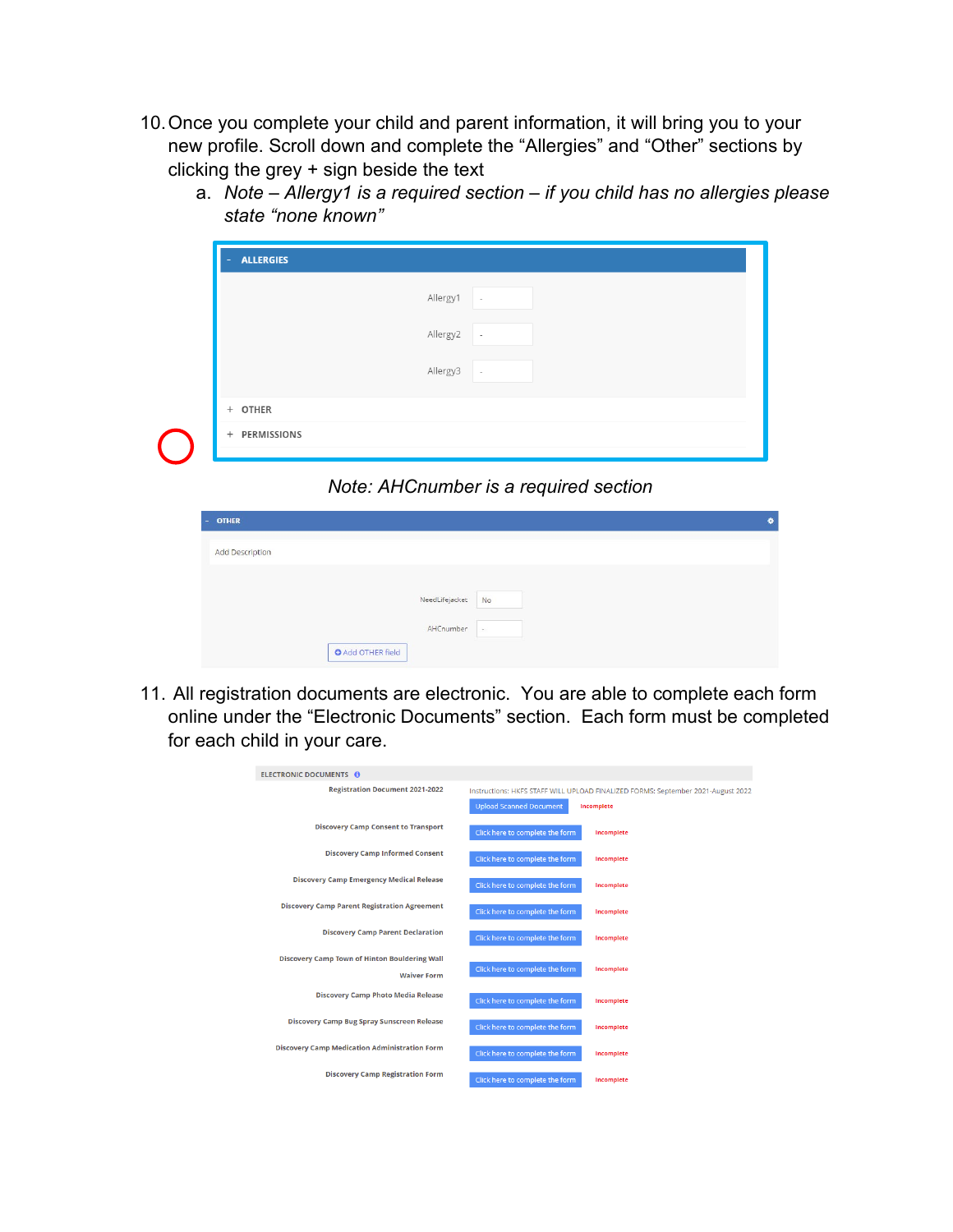10. Once you complete your child and parent information, it will bring you to your new profile. Scroll down and complete the "Allergies" and "Other" sections by clicking the grey + sign beside the text
    a. *Note – Allergy1 is a required section – if you child has no allergies please state "none known"*

- ALLERGIES

Allergy1 -

Allergy2 -

Allergy3 -

\+ OTHER

\+ PERMISSIONS

*Note: AHCnumber is a required section*

- OTHER

Add Description

NeedLifejacket No

AHCnumber -

Add OTHER field

11. All registration documents are electronic. You are able to complete each form online under the "Electronic Documents" section. Each form must be completed for each child in your care.

ELECTRONIC DOCUMENTS

| Document | Action | Status |
|---|---|---|
| Registration Document 2021-2022 | Instructions: HKFS STAFF WILL UPLOAD FINALIZED FORMS: September 2021-August 2022 / Upload Scanned Document | Incomplete |
| Discovery Camp Consent to Transport | Click here to complete the form | Incomplete |
| Discovery Camp Informed Consent | Click here to complete the form | Incomplete |
| Discovery Camp Emergency Medical Release | Click here to complete the form | Incomplete |
| Discovery Camp Parent Registration Agreement | Click here to complete the form | Incomplete |
| Discovery Camp Parent Declaration | Click here to complete the form | Incomplete |
| Discovery Camp Town of Hinton Bouldering Wall Waiver Form | Click here to complete the form | Incomplete |
| Discovery Camp Photo Media Release | Click here to complete the form | Incomplete |
| Discovery Camp Bug Spray Sunscreen Release | Click here to complete the form | Incomplete |
| Discovery Camp Medication Administration Form | Click here to complete the form | Incomplete |
| Discovery Camp Registration Form | Click here to complete the form | Incomplete |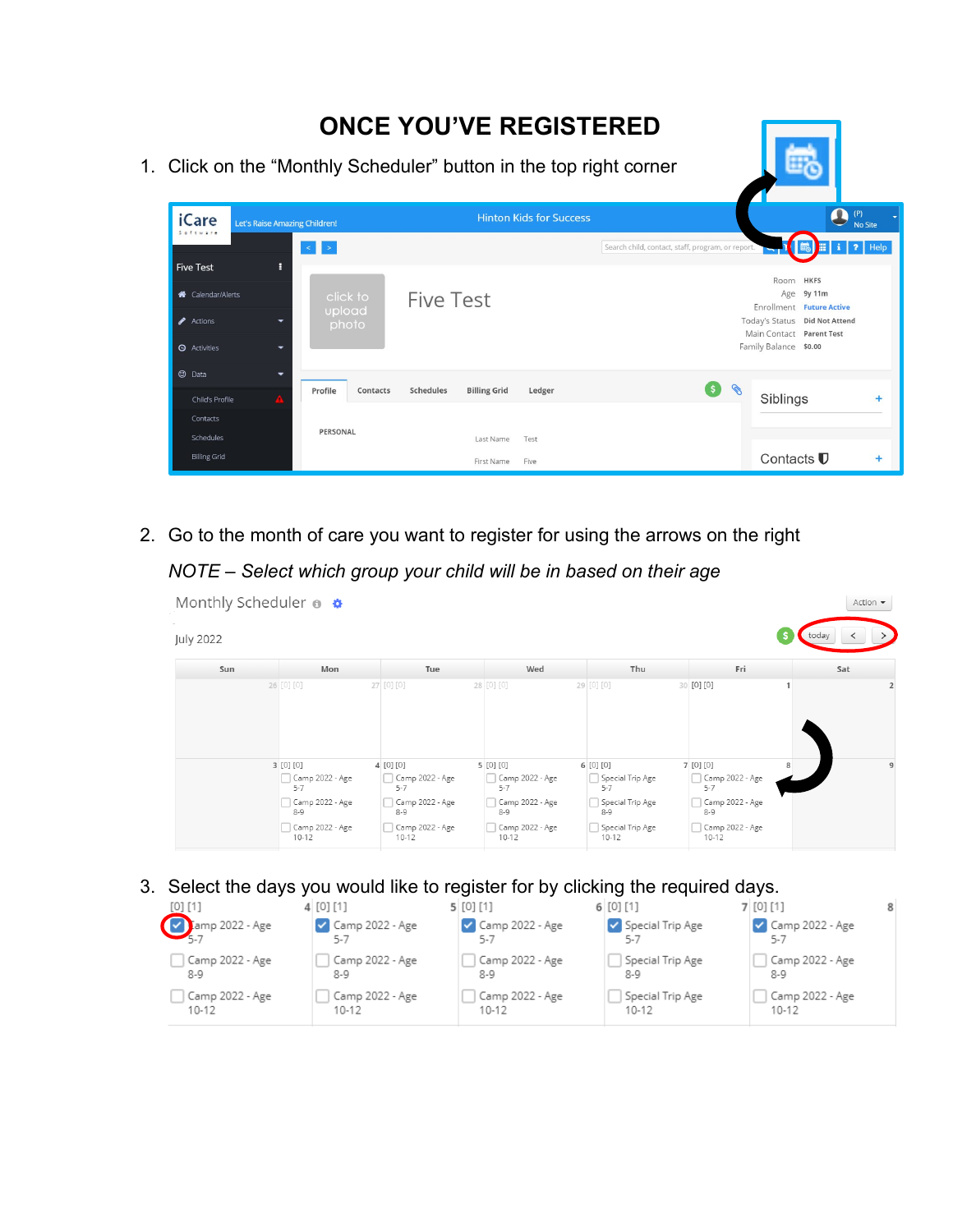# ONCE YOU'VE REGISTERED

1. Click on the "Monthly Scheduler" button in the top right corner

2. Go to the month of care you want to register for using the arrows on the right

   *NOTE – Select which group your child will be in based on their age*

3. Select the days you would like to register for by clicking the required days.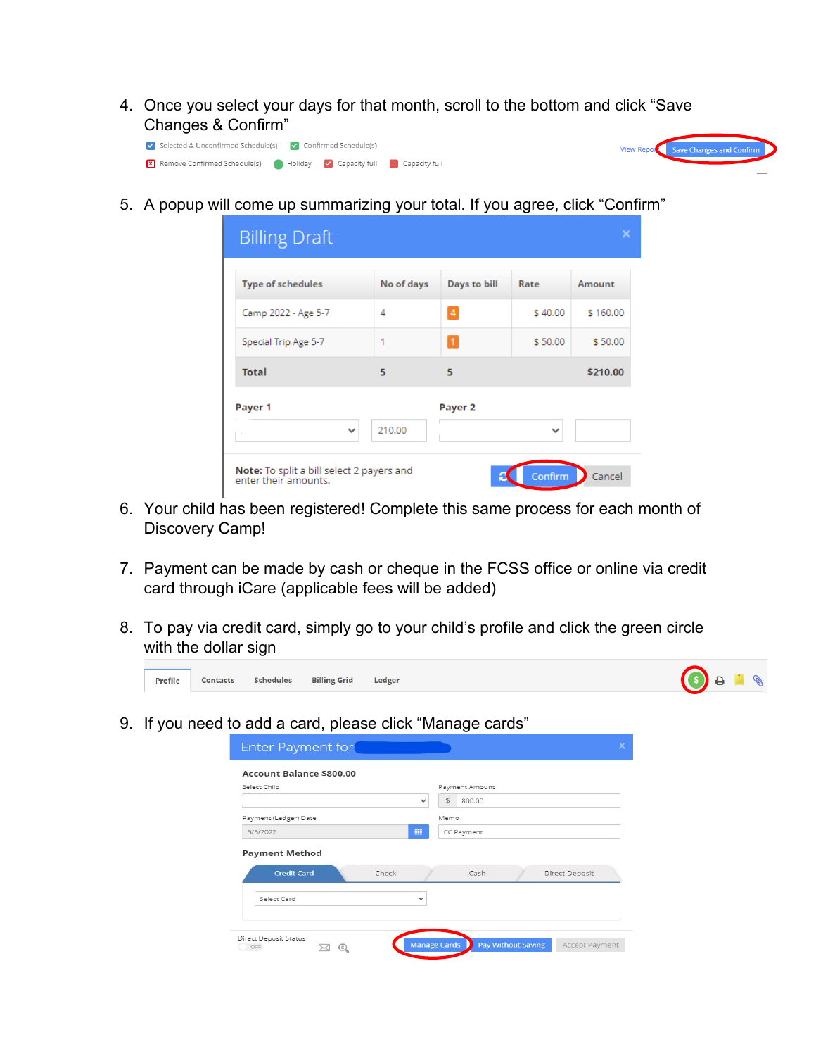4. Once you select your days for that month, scroll to the bottom and click "Save Changes & Confirm"

Selected & Unconfirmed Schedule(s) | Confirmed Schedule(s) | Remove Confirmed Schedule(s) | Holiday | Capacity full | Capacity full

View Report | Save Changes and Confirm

5. A popup will come up summarizing your total. If you agree, click "Confirm"

**Billing Draft**

| Type of schedules | No of days | Days to bill | Rate | Amount |
|---|---|---|---|---|
| Camp 2022 - Age 5-7 | 4 | 4 | $ 40.00 | $ 160.00 |
| Special Trip Age 5-7 | 1 | 1 | $ 50.00 | $ 50.00 |
| **Total** | **5** | **5** | | **$210.00** |

Payer 1: 210.00 | Payer 2:

**Note:** To split a bill select 2 payers and enter their amounts.

Confirm | Cancel

6. Your child has been registered! Complete this same process for each month of Discovery Camp!

7. Payment can be made by cash or cheque in the FCSS office or online via credit card through iCare (applicable fees will be added)

8. To pay via credit card, simply go to your child's profile and click the green circle with the dollar sign

Profile | Contacts | Schedules | Billing Grid | Ledger

9. If you need to add a card, please click "Manage cards"

**Enter Payment for**

**Account Balance $800.00**

Select Child | Payment Amount: $ 800.00

Payment (Ledger) Date: 5/5/2022 | Memo: CC Payment

**Payment Method**

Credit Card | Check | Cash | Direct Deposit

Select Card

Direct Deposit Status: OFF

Manage Cards | Pay Without Saving | Accept Payment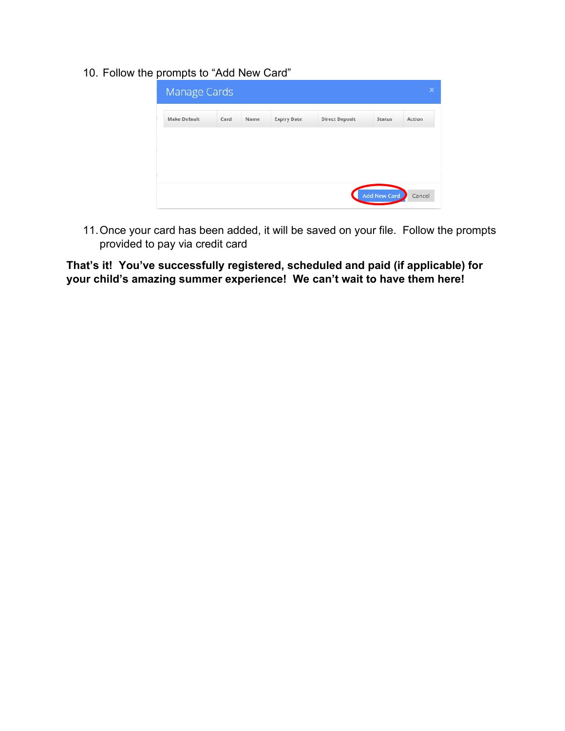10. Follow the prompts to "Add New Card"

11. Once your card has been added, it will be saved on your file. Follow the prompts provided to pay via credit card

**That's it! You've successfully registered, scheduled and paid (if applicable) for your child's amazing summer experience! We can't wait to have them here!**